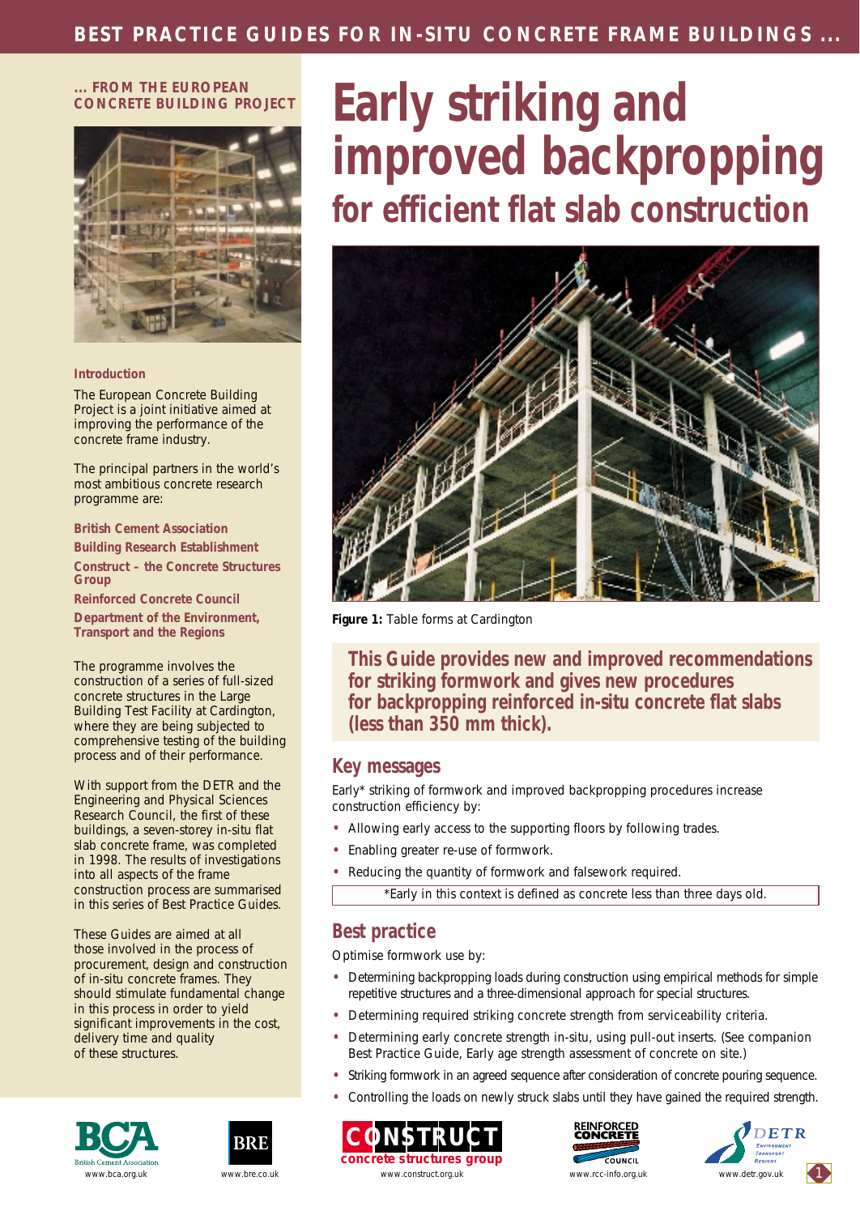BEST PRACTICE GUIDES FOR IN-SITU CONCRETE FRAME BUILDINGS ...

... FROM THE EUROPEAN CONCRETE BUILDING PROJECT

# Early striking and improved backpropping

## for efficient flat slab construction

**Figure 1:** Table forms at Cardington

**This Guide provides new and improved recommendations for striking formwork and gives new procedures for backpropping reinforced in-situ concrete flat slabs (less than 350 mm thick).**

## Key messages

Early* striking of formwork and improved backpropping procedures increase construction efficiency by:

- Allowing early access to the supporting floors by following trades.
- Enabling greater re-use of formwork.
- Reducing the quantity of formwork and falsework required.

*Early in this context is defined as concrete less than three days old.

## Best practice

Optimise formwork use by:

- Determining backpropping loads during construction using empirical methods for simple repetitive structures and a three-dimensional approach for special structures.
- Determining required striking concrete strength from serviceability criteria.
- Determining early concrete strength in-situ, using pull-out inserts. (See companion Best Practice Guide, Early age strength assessment of concrete on site.)
- Striking formwork in an agreed sequence after consideration of concrete pouring sequence.
- Controlling the loads on newly struck slabs until they have gained the required strength.

### Introduction

The European Concrete Building Project is a joint initiative aimed at improving the performance of the concrete frame industry.

The principal partners in the world's most ambitious concrete research programme are:

**British Cement Association**
**Building Research Establishment**
**Construct – the Concrete Structures Group**
**Reinforced Concrete Council**
**Department of the Environment, Transport and the Regions**

The programme involves the construction of a series of full-sized concrete structures in the Large Building Test Facility at Cardington, where they are being subjected to comprehensive testing of the building process and of their performance.

With support from the DETR and the Engineering and Physical Sciences Research Council, the first of these buildings, a seven-storey in-situ flat slab concrete frame, was completed in 1998. The results of investigations into all aspects of the frame construction process are summarised in this series of Best Practice Guides.

These Guides are aimed at all those involved in the process of procurement, design and construction of in-situ concrete frames. They should stimulate fundamental change in this process in order to yield significant improvements in the cost, delivery time and quality of these structures.

www.bca.org.uk www.bre.co.uk www.construct.org.uk www.rcc-info.org.uk www.detr.gov.uk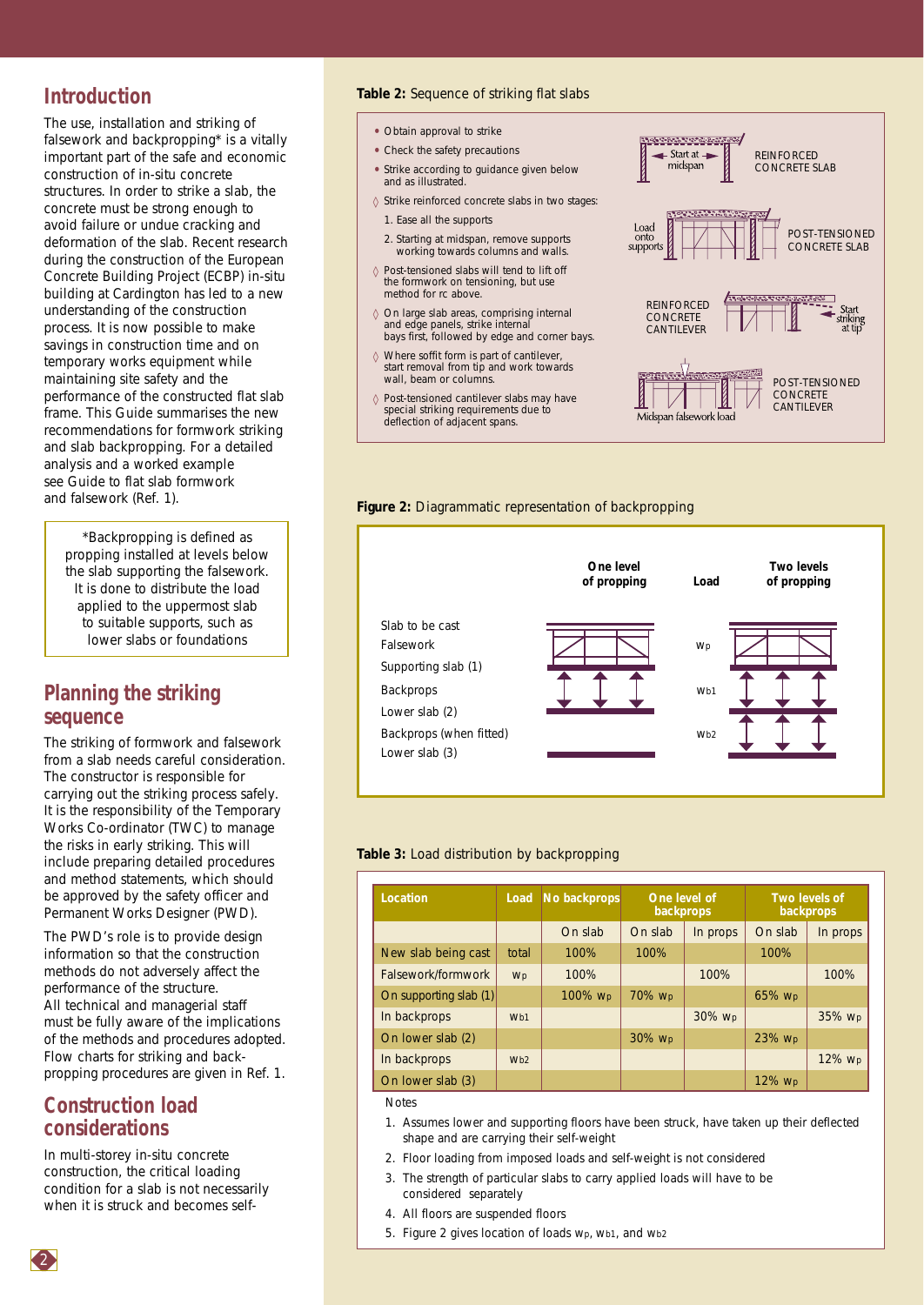## Introduction

The use, installation and striking of falsework and backpropping* is a vitally important part of the safe and economic construction of in-situ concrete structures. In order to strike a slab, the concrete must be strong enough to avoid failure or undue cracking and deformation of the slab. Recent research during the construction of the European Concrete Building Project (ECBP) in-situ building at Cardington has led to a new understanding of the construction process. It is now possible to make savings in construction time and on temporary works equipment while maintaining site safety and the performance of the constructed flat slab frame. This Guide summarises the new recommendations for formwork striking and slab backpropping. For a detailed analysis and a worked example see Guide to flat slab formwork and falsework (Ref. 1).

*Backpropping is defined as propping installed at levels below the slab supporting the falsework. It is done to distribute the load applied to the uppermost slab to suitable supports, such as lower slabs or foundations

## Planning the striking sequence

The striking of formwork and falsework from a slab needs careful consideration. The constructor is responsible for carrying out the striking process safely. It is the responsibility of the Temporary Works Co-ordinator (TWC) to manage the risks in early striking. This will include preparing detailed procedures and method statements, which should be approved by the safety officer and Permanent Works Designer (PWD).

The PWD's role is to provide design information so that the construction methods do not adversely affect the performance of the structure. All technical and managerial staff must be fully aware of the implications of the methods and procedures adopted. Flow charts for striking and backpropping procedures are given in Ref. 1.

## Construction load considerations

In multi-storey in-situ concrete construction, the critical loading condition for a slab is not necessarily when it is struck and becomes self-

**Table 2:** Sequence of striking flat slabs

- Obtain approval to strike
- Check the safety precautions
- Strike according to guidance given below and as illustrated.

◊ Strike reinforced concrete slabs in two stages:
  1. Ease all the supports
  2. Starting at midspan, remove supports working towards columns and walls.

◊ Post-tensioned slabs will tend to lift off the formwork on tensioning, but use method for rc above.

◊ On large slab areas, comprising internal and edge panels, strike internal bays first, followed by edge and corner bays.

◊ Where soffit form is part of cantilever, start removal from tip and work towards wall, beam or columns.

◊ Post-tensioned cantilever slabs may have special striking requirements due to deflection of adjacent spans.

Start at midspan
REINFORCED CONCRETE SLAB
Load onto supports
POST-TENSIONED CONCRETE SLAB
REINFORCED CONCRETE CANTILEVER
Start striking at tip
Midspan falsework load
POST-TENSIONED CONCRETE CANTILEVER

**Figure 2:** Diagrammatic representation of backpropping

One level of propping
Load
Two levels of propping
Slab to be cast
Falsework
Supporting slab (1)
Backprops
Lower slab (2)
Backprops (when fitted)
Lower slab (3)
$W_p$
$W_{b1}$
$W_{b2}$

**Table 3:** Load distribution by backpropping

| Location | Load | No backprops | One level of backprops | | Two levels of backprops | |
|---|---|---|---|---|---|---|
| | | On slab | On slab | In props | On slab | In props |
| New slab being cast | total | 100% | 100% | | 100% | |
| Falsework/formwork | $W_p$ | 100% | | 100% | | 100% |
| On supporting slab (1) | | 100% $W_p$ | 70% $W_p$ | | 65% $W_p$ | |
| In backprops | $W_{b1}$ | | | 30% $W_p$ | | 35% $W_p$ |
| On lower slab (2) | | | 30% $W_p$ | | 23% $W_p$ | |
| In backprops | $W_{b2}$ | | | | | 12% $W_p$ |
| On lower slab (3) | | | | | 12% $W_p$ | |

Notes

1. Assumes lower and supporting floors have been struck, have taken up their deflected shape and are carrying their self-weight
2. Floor loading from imposed loads and self-weight is not considered
3. The strength of particular slabs to carry applied loads will have to be considered separately
4. All floors are suspended floors
5. Figure 2 gives location of loads $W_p$, $W_{b1}$, and $W_{b2}$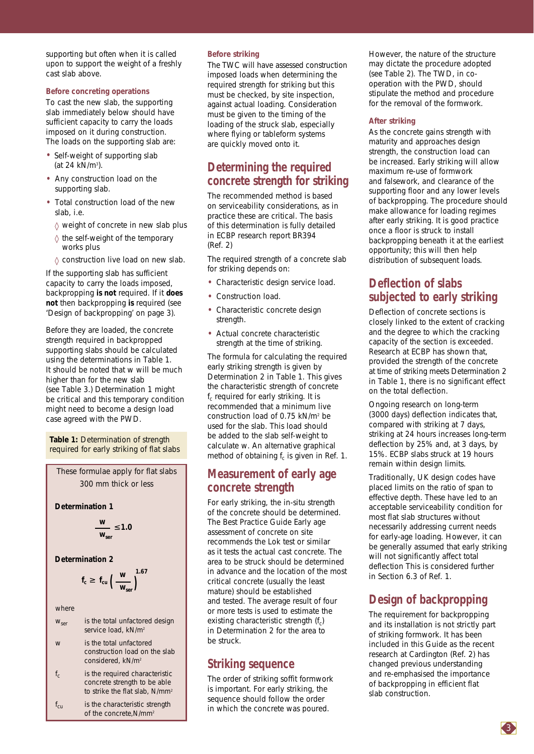supporting but often when it is called upon to support the weight of a freshly cast slab above.

### Before concreting operations

To cast the new slab, the supporting slab immediately below should have sufficient capacity to carry the loads imposed on it during construction. The loads on the supporting slab are:

- Self-weight of supporting slab (at 24 kN/m³).
- Any construction load on the supporting slab.
- Total construction load of the new slab, i.e.
  - ◊ weight of concrete in new slab plus
  - ◊ the self-weight of the temporary works plus
  - ◊ construction live load on new slab.

If the supporting slab has sufficient capacity to carry the loads imposed, backpropping **is not** required. If it **does not** then backpropping **is** required (see 'Design of backpropping' on page 3).

Before they are loaded, the concrete strength required in backpropped supporting slabs should be calculated using the determinations in Table 1. It should be noted that w will be much higher than for the new slab (see Table 3.) Determination 1 might be critical and this temporary condition might need to become a design load case agreed with the PWD.

**Table 1:** Determination of strength required for early striking of flat slabs

These formulae apply for flat slabs 300 mm thick or less

**Determination 1**

$$\frac{w}{w_{ser}} \leq 1.0$$

**Determination 2**

$$f_c \geq f_{cu}\left(\frac{w}{w_{ser}}\right)^{1.67}$$

where

| | |
|---|---|
| $w_{ser}$ | is the total unfactored design service load, kN/m² |
| $w$ | is the total unfactored construction load on the slab considered, kN/m² |
| $f_c$ | is the required characteristic concrete strength to be able to strike the flat slab, N/mm² |
| $f_{cu}$ | is the characteristic strength of the concrete, N/mm² |

### Before striking

The TWC will have assessed construction imposed loads when determining the required strength for striking but this must be checked, by site inspection, against actual loading. Consideration must be given to the timing of the loading of the struck slab, especially where flying or tableform systems are quickly moved onto it.

## Determining the required concrete strength for striking

The recommended method is based on serviceability considerations, as in practice these are critical. The basis of this determination is fully detailed in ECBP research report BR394 (Ref. 2)

The required strength of a concrete slab for striking depends on:

- Characteristic design service load.
- Construction load.
- Characteristic concrete design strength.
- Actual concrete characteristic strength at the time of striking.

The formula for calculating the required early striking strength is given by Determination 2 in Table 1. This gives the characteristic strength of concrete $f_c$ required for early striking. It is recommended that a minimum live construction load of 0.75 kN/m² be used for the slab. This load should be added to the slab self-weight to calculate w. An alternative graphical method of obtaining $f_c$ is given in Ref. 1.

## Measurement of early age concrete strength

For early striking, the in-situ strength of the concrete should be determined. The Best Practice Guide Early age assessment of concrete on site recommends the Lok test or similar as it tests the actual cast concrete. The area to be struck should be determined in advance and the location of the most critical concrete (usually the least mature) should be established and tested. The average result of four or more tests is used to estimate the existing characteristic strength ($f_c$) in Determination 2 for the area to be struck.

## Striking sequence

The order of striking soffit formwork is important. For early striking, the sequence should follow the order in which the concrete was poured. However, the nature of the structure may dictate the procedure adopted (see Table 2). The TWD, in co-operation with the PWD, should stipulate the method and procedure for the removal of the formwork.

### After striking

As the concrete gains strength with maturity and approaches design strength, the construction load can be increased. Early striking will allow maximum re-use of formwork and falsework, and clearance of the supporting floor and any lower levels of backpropping. The procedure should make allowance for loading regimes after early striking. It is good practice once a floor is struck to install backpropping beneath it at the earliest opportunity; this will then help distribution of subsequent loads.

## Deflection of slabs subjected to early striking

Deflection of concrete sections is closely linked to the extent of cracking and the degree to which the cracking capacity of the section is exceeded. Research at ECBP has shown that, provided the strength of the concrete at time of striking meets Determination 2 in Table 1, there is no significant effect on the total deflection.

Ongoing research on long-term (3000 days) deflection indicates that, compared with striking at 7 days, striking at 24 hours increases long-term deflection by 25% and, at 3 days, by 15%. ECBP slabs struck at 19 hours remain within design limits.

Traditionally, UK design codes have placed limits on the ratio of span to effective depth. These have led to an acceptable serviceability condition for most flat slab structures without necessarily addressing current needs for early-age loading. However, it can be generally assumed that early striking will not significantly affect total deflection This is considered further in Section 6.3 of Ref. 1.

## Design of backpropping

The requirement for backpropping and its installation is not strictly part of striking formwork. It has been included in this Guide as the recent research at Cardington (Ref. 2) has changed previous understanding and re-emphasised the importance of backpropping in efficient flat slab construction.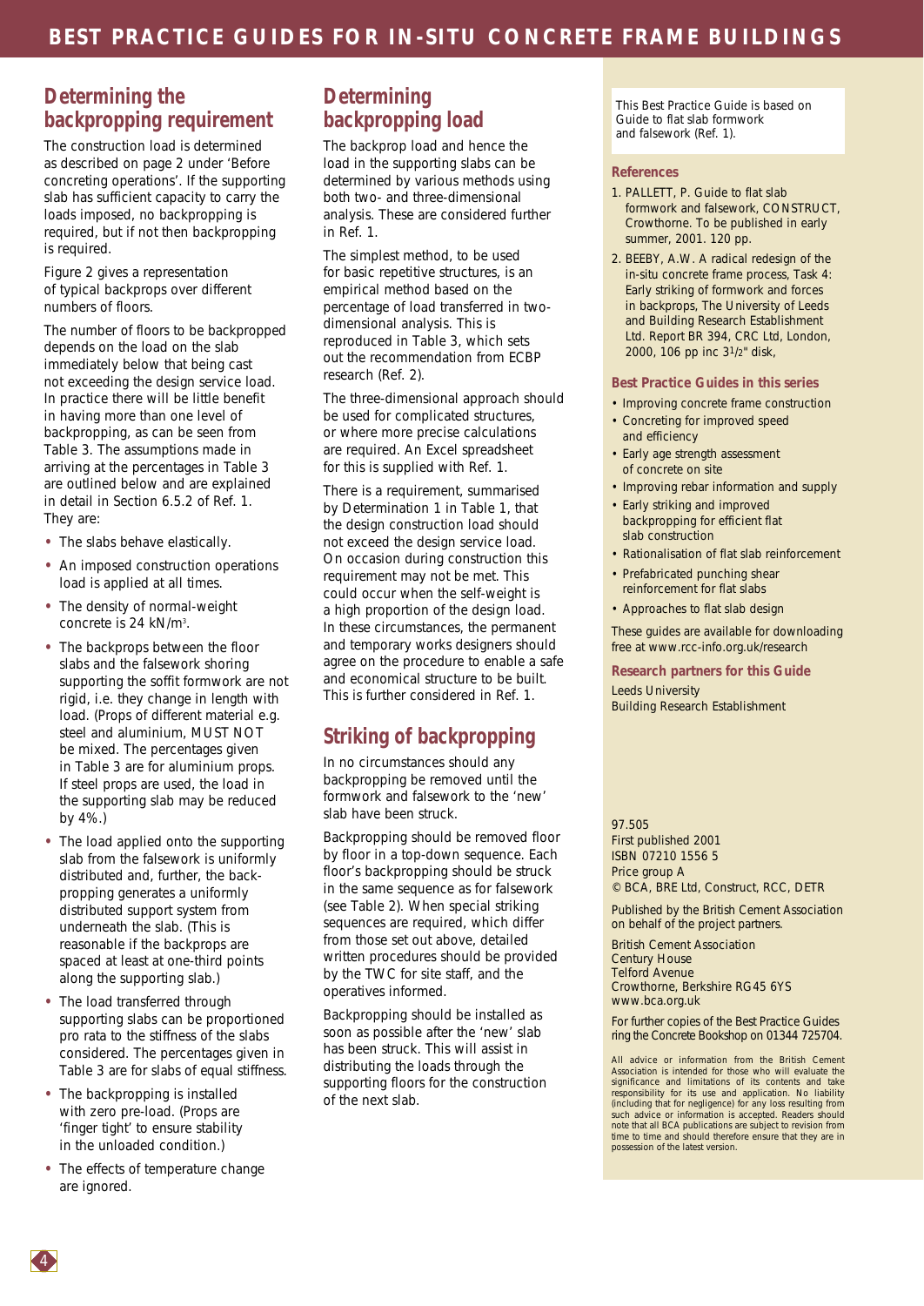## Determining the backpropping requirement

The construction load is determined as described on page 2 under 'Before concreting operations'. If the supporting slab has sufficient capacity to carry the loads imposed, no backpropping is required, but if not then backpropping is required.

Figure 2 gives a representation of typical backprops over different numbers of floors.

The number of floors to be backpropped depends on the load on the slab immediately below that being cast not exceeding the design service load. In practice there will be little benefit in having more than one level of backpropping, as can be seen from Table 3. The assumptions made in arriving at the percentages in Table 3 are outlined below and are explained in detail in Section 6.5.2 of Ref. 1. They are:

- The slabs behave elastically.
- An imposed construction operations load is applied at all times.
- The density of normal-weight concrete is 24 kN/m$^3$.
- The backprops between the floor slabs and the falsework shoring supporting the soffit formwork are not rigid, i.e. they change in length with load. (Props of different material e.g. steel and aluminium, MUST NOT be mixed. The percentages given in Table 3 are for aluminium props. If steel props are used, the load in the supporting slab may be reduced by 4%.)
- The load applied onto the supporting slab from the falsework is uniformly distributed and, further, the back-propping generates a uniformly distributed support system from underneath the slab. (This is reasonable if the backprops are spaced at least at one-third points along the supporting slab.)
- The load transferred through supporting slabs can be proportioned pro rata to the stiffness of the slabs considered. The percentages given in Table 3 are for slabs of equal stiffness.
- The backpropping is installed with zero pre-load. (Props are 'finger tight' to ensure stability in the unloaded condition.)
- The effects of temperature change are ignored.

## Determining backpropping load

The backprop load and hence the load in the supporting slabs can be determined by various methods using both two- and three-dimensional analysis. These are considered further in Ref. 1.

The simplest method, to be used for basic repetitive structures, is an empirical method based on the percentage of load transferred in two-dimensional analysis. This is reproduced in Table 3, which sets out the recommendation from ECBP research (Ref. 2).

The three-dimensional approach should be used for complicated structures, or where more precise calculations are required. An Excel spreadsheet for this is supplied with Ref. 1.

There is a requirement, summarised by Determination 1 in Table 1, that the design construction load should not exceed the design service load. On occasion during construction this requirement may not be met. This could occur when the self-weight is a high proportion of the design load. In these circumstances, the permanent and temporary works designers should agree on the procedure to enable a safe and economical structure to be built. This is further considered in Ref. 1.

## Striking of backpropping

In no circumstances should any backpropping be removed until the formwork and falsework to the 'new' slab have been struck.

Backpropping should be removed floor by floor in a top-down sequence. Each floor's backpropping should be struck in the same sequence as for falsework (see Table 2). When special striking sequences are required, which differ from those set out above, detailed written procedures should be provided by the TWC for site staff, and the operatives informed.

Backpropping should be installed as soon as possible after the 'new' slab has been struck. This will assist in distributing the loads through the supporting floors for the construction of the next slab.

This Best Practice Guide is based on Guide to flat slab formwork and falsework (Ref. 1).

### References

1. PALLETT, P. Guide to flat slab formwork and falsework, CONSTRUCT, Crowthorne. To be published in early summer, 2001. 120 pp.
2. BEEBY, A.W. A radical redesign of the in-situ concrete frame process, Task 4: Early striking of formwork and forces in backprops, The University of Leeds and Building Research Establishment Ltd. Report BR 394, CRC Ltd, London, 2000, 106 pp inc 3½" disk,

### Best Practice Guides in this series

- Improving concrete frame construction
- Concreting for improved speed and efficiency
- Early age strength assessment of concrete on site
- Improving rebar information and supply
- Early striking and improved backpropping for efficient flat slab construction
- Rationalisation of flat slab reinforcement
- Prefabricated punching shear reinforcement for flat slabs
- Approaches to flat slab design

These guides are available for downloading free at www.rcc-info.org.uk/research

### Research partners for this Guide

Leeds University
Building Research Establishment

97.505
First published 2001
ISBN 07210 1556 5
Price group A
© BCA, BRE Ltd, Construct, RCC, DETR

Published by the British Cement Association on behalf of the project partners.

British Cement Association
Century House
Telford Avenue
Crowthorne, Berkshire RG45 6YS
www.bca.org.uk

For further copies of the Best Practice Guides ring the Concrete Bookshop on 01344 725704.

All advice or information from the British Cement Association is intended for those who will evaluate the significance and limitations of its contents and take responsibility for its use and application. No liability (including that for negligence) for any loss resulting from such advice or information is accepted. Readers should note that all BCA publications are subject to revision from time to time and should therefore ensure that they are in possession of the latest version.